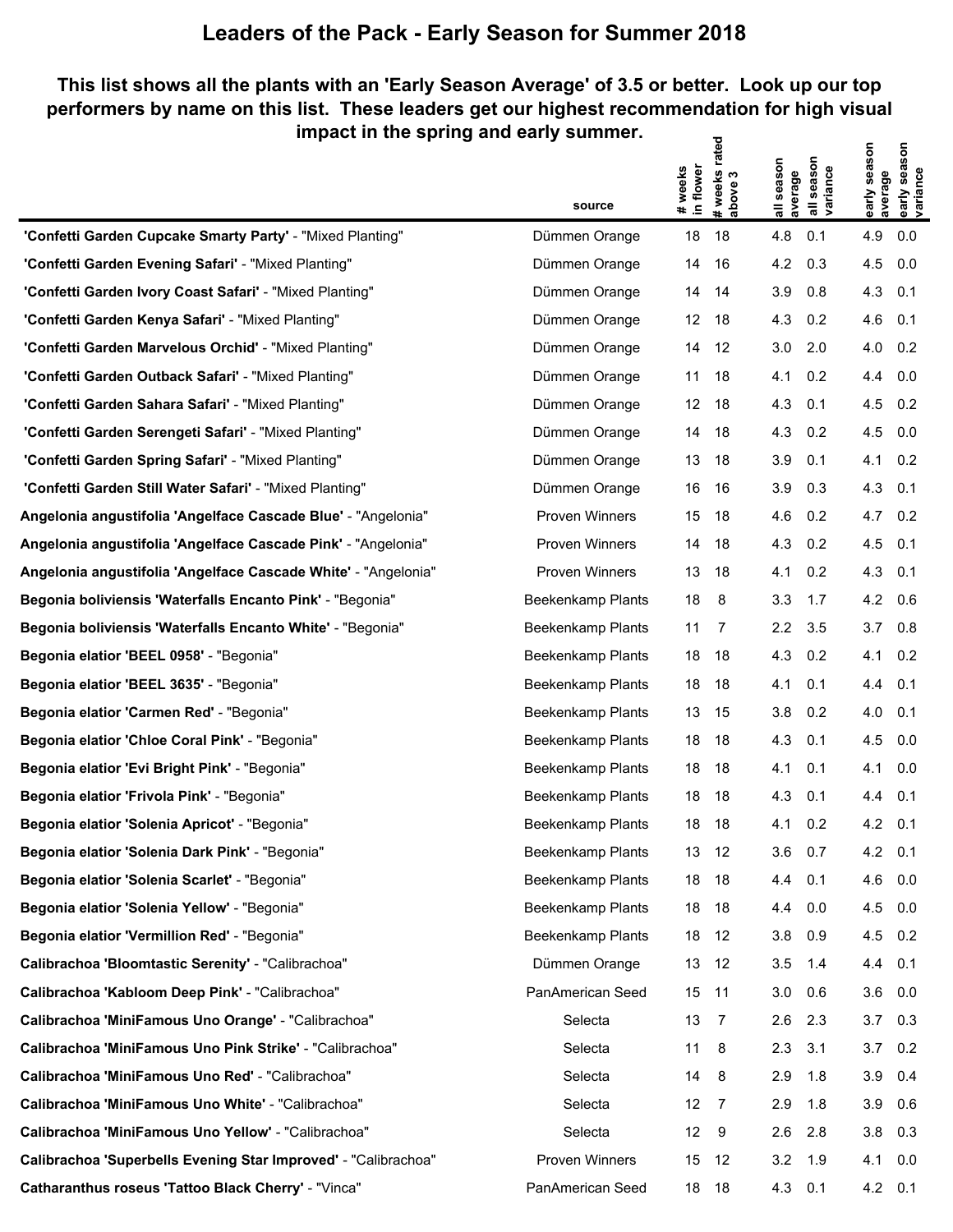# Leaders of the Pack - Early Season for Summer 2018

**This list shows all the plants with an 'Early Season Average' of 3.5 or better. Look up our top performers by name on this list. These leaders get our highest recommendation for high visual impact in the spring and early summer.**

| | source | # weeks in flower | # weeks rated above 3 | all season average | all season variance | early season average | early season variance |
|---|---|---|---|---|---|---|---|
| **'Confetti Garden Cupcake Smarty Party'** - "Mixed Planting" | Dümmen Orange | 18 | 18 | 4.8 | 0.1 | 4.9 | 0.0 |
| **'Confetti Garden Evening Safari'** - "Mixed Planting" | Dümmen Orange | 14 | 16 | 4.2 | 0.3 | 4.5 | 0.0 |
| **'Confetti Garden Ivory Coast Safari'** - "Mixed Planting" | Dümmen Orange | 14 | 14 | 3.9 | 0.8 | 4.3 | 0.1 |
| **'Confetti Garden Kenya Safari'** - "Mixed Planting" | Dümmen Orange | 12 | 18 | 4.3 | 0.2 | 4.6 | 0.1 |
| **'Confetti Garden Marvelous Orchid'** - "Mixed Planting" | Dümmen Orange | 14 | 12 | 3.0 | 2.0 | 4.0 | 0.2 |
| **'Confetti Garden Outback Safari'** - "Mixed Planting" | Dümmen Orange | 11 | 18 | 4.1 | 0.2 | 4.4 | 0.0 |
| **'Confetti Garden Sahara Safari'** - "Mixed Planting" | Dümmen Orange | 12 | 18 | 4.3 | 0.1 | 4.5 | 0.2 |
| **'Confetti Garden Serengeti Safari'** - "Mixed Planting" | Dümmen Orange | 14 | 18 | 4.3 | 0.2 | 4.5 | 0.0 |
| **'Confetti Garden Spring Safari'** - "Mixed Planting" | Dümmen Orange | 13 | 18 | 3.9 | 0.1 | 4.1 | 0.2 |
| **'Confetti Garden Still Water Safari'** - "Mixed Planting" | Dümmen Orange | 16 | 16 | 3.9 | 0.3 | 4.3 | 0.1 |
| **Angelonia angustifolia 'Angelface Cascade Blue'** - "Angelonia" | Proven Winners | 15 | 18 | 4.6 | 0.2 | 4.7 | 0.2 |
| **Angelonia angustifolia 'Angelface Cascade Pink'** - "Angelonia" | Proven Winners | 14 | 18 | 4.3 | 0.2 | 4.5 | 0.1 |
| **Angelonia angustifolia 'Angelface Cascade White'** - "Angelonia" | Proven Winners | 13 | 18 | 4.1 | 0.2 | 4.3 | 0.1 |
| **Begonia boliviensis 'Waterfalls Encanto Pink'** - "Begonia" | Beekenkamp Plants | 18 | 8 | 3.3 | 1.7 | 4.2 | 0.6 |
| **Begonia boliviensis 'Waterfalls Encanto White'** - "Begonia" | Beekenkamp Plants | 11 | 7 | 2.2 | 3.5 | 3.7 | 0.8 |
| **Begonia elatior 'BEEL 0958'** - "Begonia" | Beekenkamp Plants | 18 | 18 | 4.3 | 0.2 | 4.1 | 0.2 |
| **Begonia elatior 'BEEL 3635'** - "Begonia" | Beekenkamp Plants | 18 | 18 | 4.1 | 0.1 | 4.4 | 0.1 |
| **Begonia elatior 'Carmen Red'** - "Begonia" | Beekenkamp Plants | 13 | 15 | 3.8 | 0.2 | 4.0 | 0.1 |
| **Begonia elatior 'Chloe Coral Pink'** - "Begonia" | Beekenkamp Plants | 18 | 18 | 4.3 | 0.1 | 4.5 | 0.0 |
| **Begonia elatior 'Evi Bright Pink'** - "Begonia" | Beekenkamp Plants | 18 | 18 | 4.1 | 0.1 | 4.1 | 0.0 |
| **Begonia elatior 'Frivola Pink'** - "Begonia" | Beekenkamp Plants | 18 | 18 | 4.3 | 0.1 | 4.4 | 0.1 |
| **Begonia elatior 'Solenia Apricot'** - "Begonia" | Beekenkamp Plants | 18 | 18 | 4.1 | 0.2 | 4.2 | 0.1 |
| **Begonia elatior 'Solenia Dark Pink'** - "Begonia" | Beekenkamp Plants | 13 | 12 | 3.6 | 0.7 | 4.2 | 0.1 |
| **Begonia elatior 'Solenia Scarlet'** - "Begonia" | Beekenkamp Plants | 18 | 18 | 4.4 | 0.1 | 4.6 | 0.0 |
| **Begonia elatior 'Solenia Yellow'** - "Begonia" | Beekenkamp Plants | 18 | 18 | 4.4 | 0.0 | 4.5 | 0.0 |
| **Begonia elatior 'Vermillion Red'** - "Begonia" | Beekenkamp Plants | 18 | 12 | 3.8 | 0.9 | 4.5 | 0.2 |
| **Calibrachoa 'Bloomtastic Serenity'** - "Calibrachoa" | Dümmen Orange | 13 | 12 | 3.5 | 1.4 | 4.4 | 0.1 |
| **Calibrachoa 'Kabloom Deep Pink'** - "Calibrachoa" | PanAmerican Seed | 15 | 11 | 3.0 | 0.6 | 3.6 | 0.0 |
| **Calibrachoa 'MiniFamous Uno Orange'** - "Calibrachoa" | Selecta | 13 | 7 | 2.6 | 2.3 | 3.7 | 0.3 |
| **Calibrachoa 'MiniFamous Uno Pink Strike'** - "Calibrachoa" | Selecta | 11 | 8 | 2.3 | 3.1 | 3.7 | 0.2 |
| **Calibrachoa 'MiniFamous Uno Red'** - "Calibrachoa" | Selecta | 14 | 8 | 2.9 | 1.8 | 3.9 | 0.4 |
| **Calibrachoa 'MiniFamous Uno White'** - "Calibrachoa" | Selecta | 12 | 7 | 2.9 | 1.8 | 3.9 | 0.6 |
| **Calibrachoa 'MiniFamous Uno Yellow'** - "Calibrachoa" | Selecta | 12 | 9 | 2.6 | 2.8 | 3.8 | 0.3 |
| **Calibrachoa 'Superbells Evening Star Improved'** - "Calibrachoa" | Proven Winners | 15 | 12 | 3.2 | 1.9 | 4.1 | 0.0 |
| **Catharanthus roseus 'Tattoo Black Cherry'** - "Vinca" | PanAmerican Seed | 18 | 18 | 4.3 | 0.1 | 4.2 | 0.1 |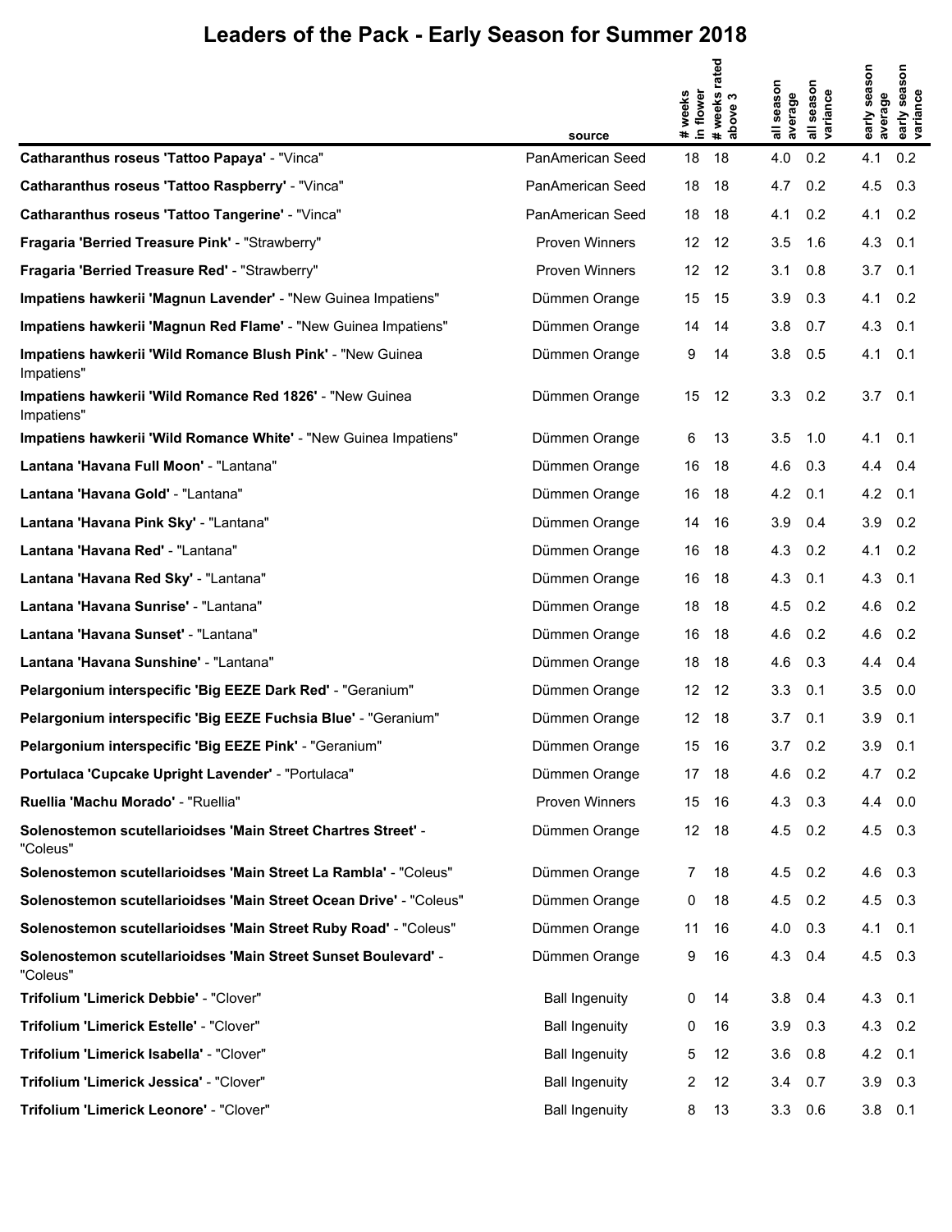# Leaders of the Pack - Early Season for Summer 2018

| | source | # weeks in flower | # weeks rated above 3 | all season average | all season variance | early season average | early season variance |
|---|---|---|---|---|---|---|---|
| **Catharanthus roseus 'Tattoo Papaya'** - "Vinca" | PanAmerican Seed | 18 | 18 | 4.0 | 0.2 | 4.1 | 0.2 |
| **Catharanthus roseus 'Tattoo Raspberry'** - "Vinca" | PanAmerican Seed | 18 | 18 | 4.7 | 0.2 | 4.5 | 0.3 |
| **Catharanthus roseus 'Tattoo Tangerine'** - "Vinca" | PanAmerican Seed | 18 | 18 | 4.1 | 0.2 | 4.1 | 0.2 |
| **Fragaria 'Berried Treasure Pink'** - "Strawberry" | Proven Winners | 12 | 12 | 3.5 | 1.6 | 4.3 | 0.1 |
| **Fragaria 'Berried Treasure Red'** - "Strawberry" | Proven Winners | 12 | 12 | 3.1 | 0.8 | 3.7 | 0.1 |
| **Impatiens hawkerii 'Magnun Lavender'** - "New Guinea Impatiens" | Dümmen Orange | 15 | 15 | 3.9 | 0.3 | 4.1 | 0.2 |
| **Impatiens hawkerii 'Magnun Red Flame'** - "New Guinea Impatiens" | Dümmen Orange | 14 | 14 | 3.8 | 0.7 | 4.3 | 0.1 |
| **Impatiens hawkerii 'Wild Romance Blush Pink'** - "New Guinea Impatiens" | Dümmen Orange | 9 | 14 | 3.8 | 0.5 | 4.1 | 0.1 |
| **Impatiens hawkerii 'Wild Romance Red 1826'** - "New Guinea Impatiens" | Dümmen Orange | 15 | 12 | 3.3 | 0.2 | 3.7 | 0.1 |
| **Impatiens hawkerii 'Wild Romance White'** - "New Guinea Impatiens" | Dümmen Orange | 6 | 13 | 3.5 | 1.0 | 4.1 | 0.1 |
| **Lantana 'Havana Full Moon'** - "Lantana" | Dümmen Orange | 16 | 18 | 4.6 | 0.3 | 4.4 | 0.4 |
| **Lantana 'Havana Gold'** - "Lantana" | Dümmen Orange | 16 | 18 | 4.2 | 0.1 | 4.2 | 0.1 |
| **Lantana 'Havana Pink Sky'** - "Lantana" | Dümmen Orange | 14 | 16 | 3.9 | 0.4 | 3.9 | 0.2 |
| **Lantana 'Havana Red'** - "Lantana" | Dümmen Orange | 16 | 18 | 4.3 | 0.2 | 4.1 | 0.2 |
| **Lantana 'Havana Red Sky'** - "Lantana" | Dümmen Orange | 16 | 18 | 4.3 | 0.1 | 4.3 | 0.1 |
| **Lantana 'Havana Sunrise'** - "Lantana" | Dümmen Orange | 18 | 18 | 4.5 | 0.2 | 4.6 | 0.2 |
| **Lantana 'Havana Sunset'** - "Lantana" | Dümmen Orange | 16 | 18 | 4.6 | 0.2 | 4.6 | 0.2 |
| **Lantana 'Havana Sunshine'** - "Lantana" | Dümmen Orange | 18 | 18 | 4.6 | 0.3 | 4.4 | 0.4 |
| **Pelargonium interspecific 'Big EEZE Dark Red'** - "Geranium" | Dümmen Orange | 12 | 12 | 3.3 | 0.1 | 3.5 | 0.0 |
| **Pelargonium interspecific 'Big EEZE Fuchsia Blue'** - "Geranium" | Dümmen Orange | 12 | 18 | 3.7 | 0.1 | 3.9 | 0.1 |
| **Pelargonium interspecific 'Big EEZE Pink'** - "Geranium" | Dümmen Orange | 15 | 16 | 3.7 | 0.2 | 3.9 | 0.1 |
| **Portulaca 'Cupcake Upright Lavender'** - "Portulaca" | Dümmen Orange | 17 | 18 | 4.6 | 0.2 | 4.7 | 0.2 |
| **Ruellia 'Machu Morado'** - "Ruellia" | Proven Winners | 15 | 16 | 4.3 | 0.3 | 4.4 | 0.0 |
| **Solenostemon scutellarioidses 'Main Street Chartres Street'** - "Coleus" | Dümmen Orange | 12 | 18 | 4.5 | 0.2 | 4.5 | 0.3 |
| **Solenostemon scutellarioidses 'Main Street La Rambla'** - "Coleus" | Dümmen Orange | 7 | 18 | 4.5 | 0.2 | 4.6 | 0.3 |
| **Solenostemon scutellarioidses 'Main Street Ocean Drive'** - "Coleus" | Dümmen Orange | 0 | 18 | 4.5 | 0.2 | 4.5 | 0.3 |
| **Solenostemon scutellarioidses 'Main Street Ruby Road'** - "Coleus" | Dümmen Orange | 11 | 16 | 4.0 | 0.3 | 4.1 | 0.1 |
| **Solenostemon scutellarioidses 'Main Street Sunset Boulevard'** - "Coleus" | Dümmen Orange | 9 | 16 | 4.3 | 0.4 | 4.5 | 0.3 |
| **Trifolium 'Limerick Debbie'** - "Clover" | Ball Ingenuity | 0 | 14 | 3.8 | 0.4 | 4.3 | 0.1 |
| **Trifolium 'Limerick Estelle'** - "Clover" | Ball Ingenuity | 0 | 16 | 3.9 | 0.3 | 4.3 | 0.2 |
| **Trifolium 'Limerick Isabella'** - "Clover" | Ball Ingenuity | 5 | 12 | 3.6 | 0.8 | 4.2 | 0.1 |
| **Trifolium 'Limerick Jessica'** - "Clover" | Ball Ingenuity | 2 | 12 | 3.4 | 0.7 | 3.9 | 0.3 |
| **Trifolium 'Limerick Leonore'** - "Clover" | Ball Ingenuity | 8 | 13 | 3.3 | 0.6 | 3.8 | 0.1 |